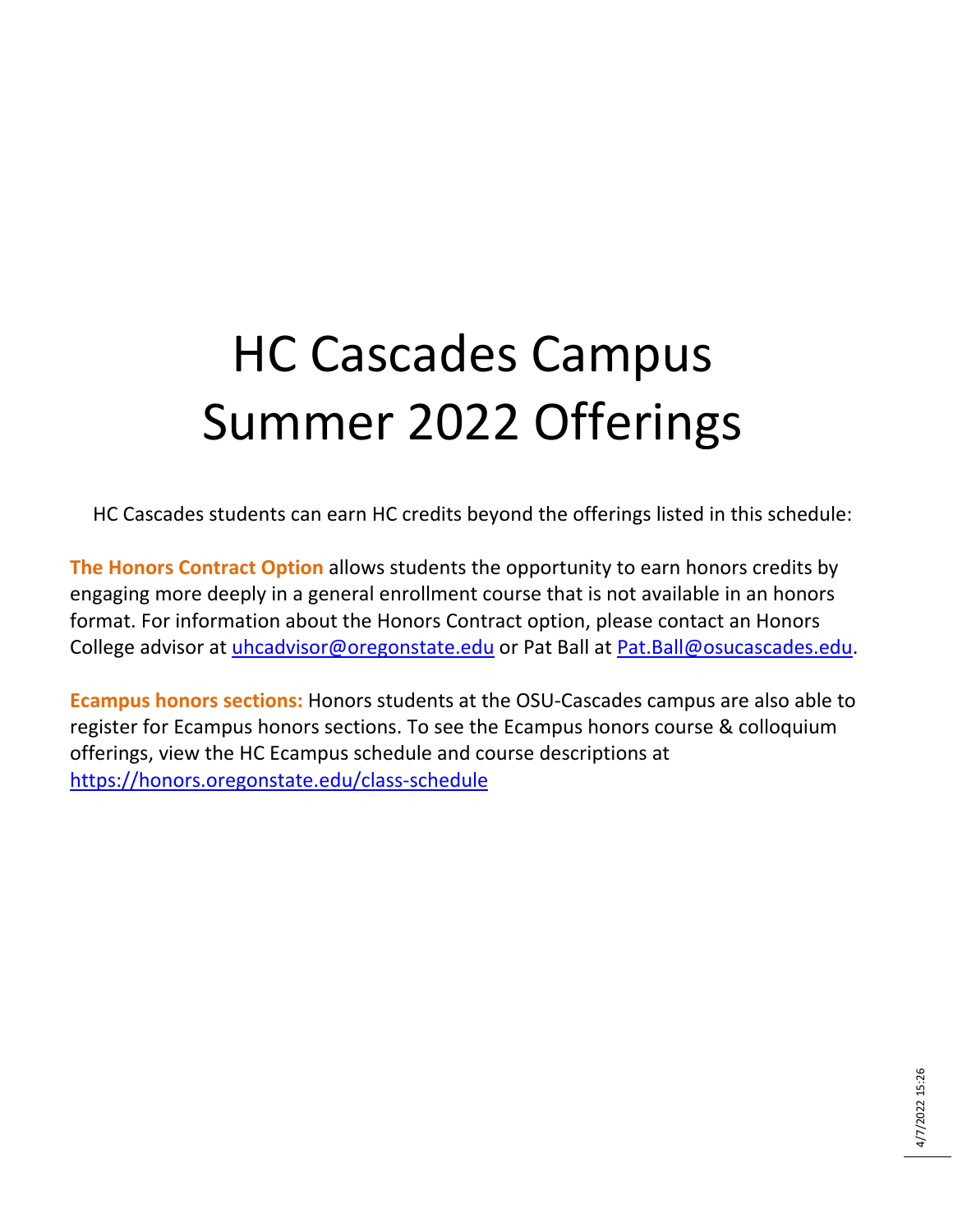# HC Cascades Campus Summer 2022 Offerings

HC Cascades students can earn HC credits beyond the offerings listed in this schedule:

**The Honors Contract Option** allows students the opportunity to earn honors credits by engaging more deeply in a general enrollment course that is not available in an honors format. For information about the Honors Contract option, please contact an Honors College advisor at uhcadvisor@oregonstate.edu or Pat Ball at Pat.Ball@osucascades.edu.

**Ecampus honors sections:** Honors students at the OSU-Cascades campus are also able to register for Ecampus honors sections. To see the Ecampus honors course & colloquium offerings, view the HC Ecampus schedule and course descriptions at https://honors.oregonstate.edu/class-schedule

4/7/2022 15:26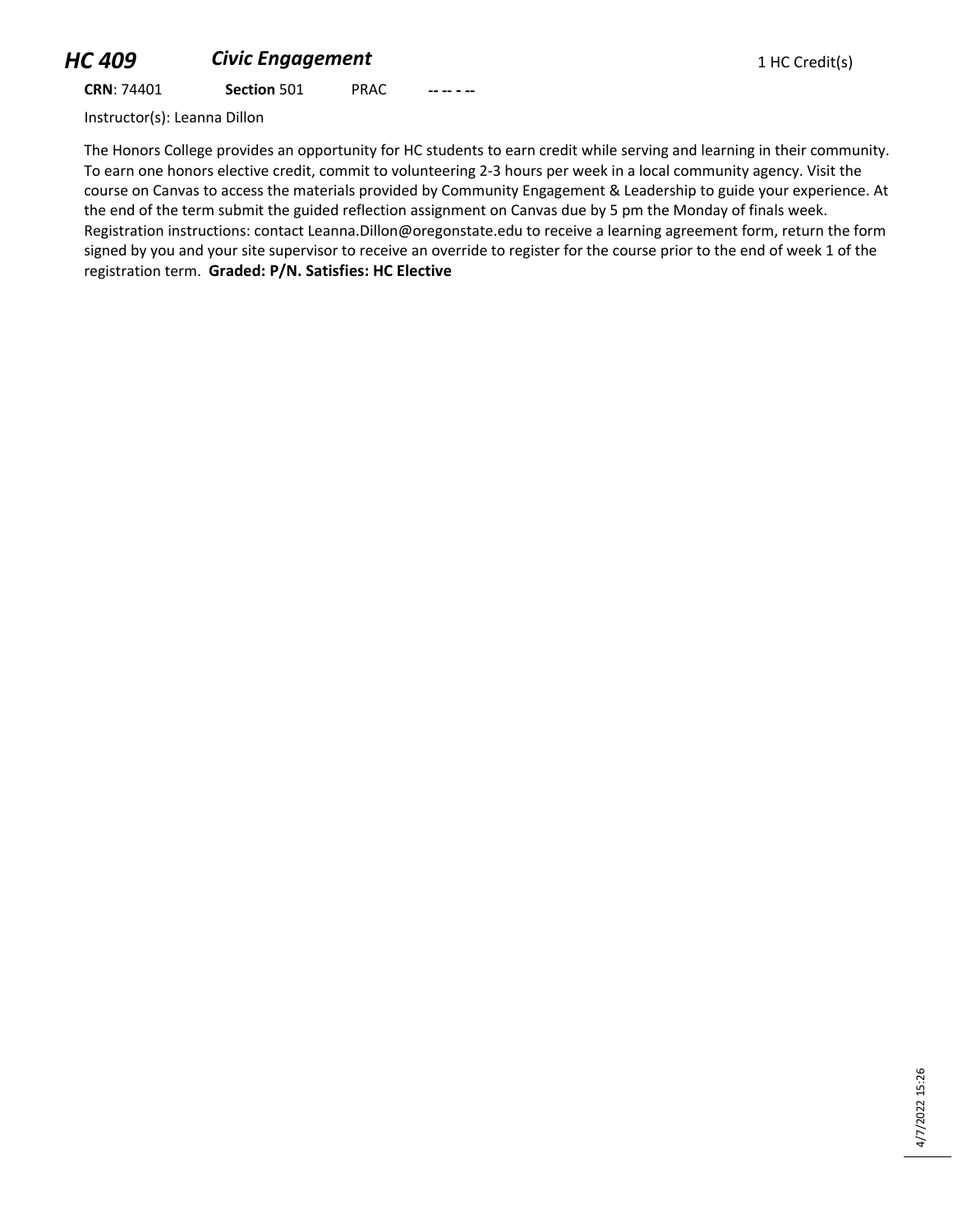## HC 409 *Civic Engagement*

1 HC Credit(s)

**CRN**: 74401 **Section** 501 PRAC **-- -- - --**

Instructor(s): Leanna Dillon

The Honors College provides an opportunity for HC students to earn credit while serving and learning in their community. To earn one honors elective credit, commit to volunteering 2-3 hours per week in a local community agency. Visit the course on Canvas to access the materials provided by Community Engagement & Leadership to guide your experience. At the end of the term submit the guided reflection assignment on Canvas due by 5 pm the Monday of finals week. Registration instructions: contact Leanna.Dillon@oregonstate.edu to receive a learning agreement form, return the form signed by you and your site supervisor to receive an override to register for the course prior to the end of week 1 of the registration term. **Graded: P/N. Satisfies: HC Elective**